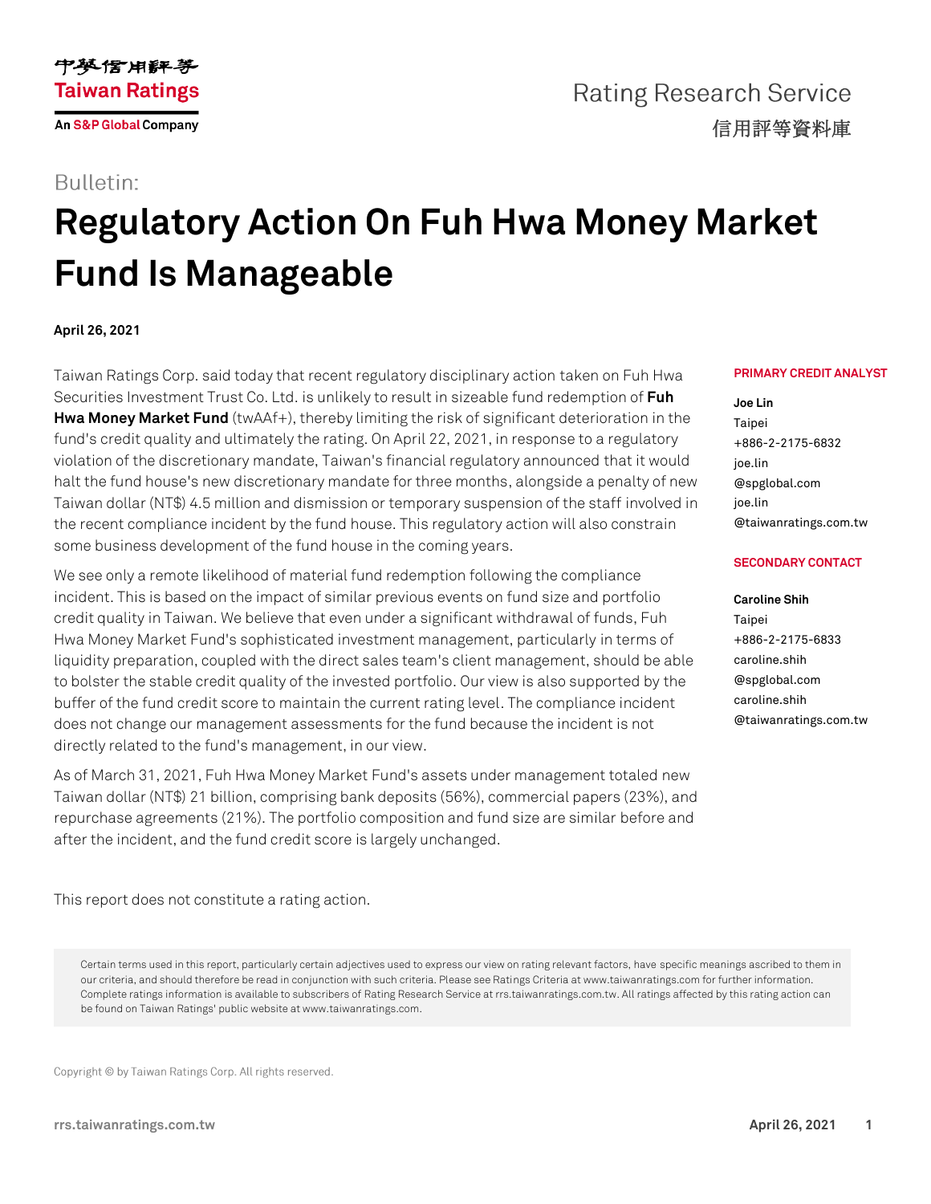中華信用評等
Taiwan Ratings
An S&P Global Company

Rating Research Service
信用評等資料庫

Bulletin:

# Regulatory Action On Fuh Hwa Money Market Fund Is Manageable

**April 26, 2021**

Taiwan Ratings Corp. said today that recent regulatory disciplinary action taken on Fuh Hwa Securities Investment Trust Co. Ltd. is unlikely to result in sizeable fund redemption of **Fuh Hwa Money Market Fund** (twAAf+), thereby limiting the risk of significant deterioration in the fund's credit quality and ultimately the rating. On April 22, 2021, in response to a regulatory violation of the discretionary mandate, Taiwan's financial regulatory announced that it would halt the fund house's new discretionary mandate for three months, alongside a penalty of new Taiwan dollar (NT$) 4.5 million and dismission or temporary suspension of the staff involved in the recent compliance incident by the fund house. This regulatory action will also constrain some business development of the fund house in the coming years.

We see only a remote likelihood of material fund redemption following the compliance incident. This is based on the impact of similar previous events on fund size and portfolio credit quality in Taiwan. We believe that even under a significant withdrawal of funds, Fuh Hwa Money Market Fund's sophisticated investment management, particularly in terms of liquidity preparation, coupled with the direct sales team's client management, should be able to bolster the stable credit quality of the invested portfolio. Our view is also supported by the buffer of the fund credit score to maintain the current rating level. The compliance incident does not change our management assessments for the fund because the incident is not directly related to the fund's management, in our view.

As of March 31, 2021, Fuh Hwa Money Market Fund's assets under management totaled new Taiwan dollar (NT$) 21 billion, comprising bank deposits (56%), commercial papers (23%), and repurchase agreements (21%). The portfolio composition and fund size are similar before and after the incident, and the fund credit score is largely unchanged.

This report does not constitute a rating action.

**PRIMARY CREDIT ANALYST**

**Joe Lin**
Taipei
+886-2-2175-6832
joe.lin@spglobal.com
joe.lin@taiwanratings.com.tw

**SECONDARY CONTACT**

**Caroline Shih**
Taipei
+886-2-2175-6833
caroline.shih@spglobal.com
caroline.shih@taiwanratings.com.tw

Certain terms used in this report, particularly certain adjectives used to express our view on rating relevant factors, have specific meanings ascribed to them in our criteria, and should therefore be read in conjunction with such criteria. Please see Ratings Criteria at www.taiwanratings.com for further information. Complete ratings information is available to subscribers of Rating Research Service at rrs.taiwanratings.com.tw. All ratings affected by this rating action can be found on Taiwan Ratings' public website at www.taiwanratings.com.

Copyright © by Taiwan Ratings Corp. All rights reserved.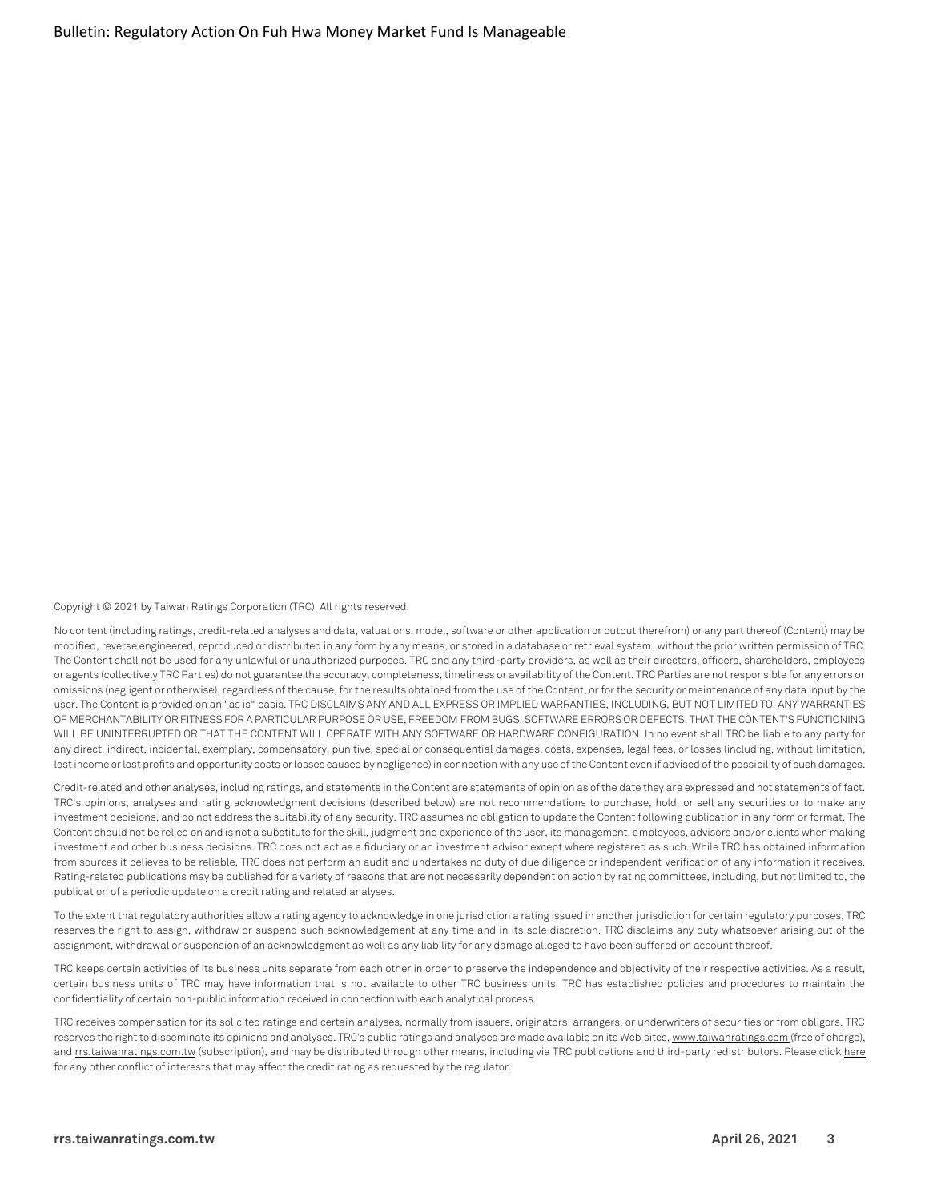Copyright © 2021 by Taiwan Ratings Corporation (TRC). All rights reserved.

No content (including ratings, credit-related analyses and data, valuations, model, software or other application or output therefrom) or any part thereof (Content) may be modified, reverse engineered, reproduced or distributed in any form by any means, or stored in a database or retrieval system, without the prior written permission of TRC. The Content shall not be used for any unlawful or unauthorized purposes. TRC and any third-party providers, as well as their directors, officers, shareholders, employees or agents (collectively TRC Parties) do not guarantee the accuracy, completeness, timeliness or availability of the Content. TRC Parties are not responsible for any errors or omissions (negligent or otherwise), regardless of the cause, for the results obtained from the use of the Content, or for the security or maintenance of any data input by the user. The Content is provided on an "as is" basis. TRC DISCLAIMS ANY AND ALL EXPRESS OR IMPLIED WARRANTIES, INCLUDING, BUT NOT LIMITED TO, ANY WARRANTIES OF MERCHANTABILITY OR FITNESS FOR A PARTICULAR PURPOSE OR USE, FREEDOM FROM BUGS, SOFTWARE ERRORS OR DEFECTS, THAT THE CONTENT'S FUNCTIONING WILL BE UNINTERRUPTED OR THAT THE CONTENT WILL OPERATE WITH ANY SOFTWARE OR HARDWARE CONFIGURATION. In no event shall TRC be liable to any party for any direct, indirect, incidental, exemplary, compensatory, punitive, special or consequential damages, costs, expenses, legal fees, or losses (including, without limitation, lost income or lost profits and opportunity costs or losses caused by negligence) in connection with any use of the Content even if advised of the possibility of such damages.

Credit-related and other analyses, including ratings, and statements in the Content are statements of opinion as of the date they are expressed and not statements of fact. TRC's opinions, analyses and rating acknowledgment decisions (described below) are not recommendations to purchase, hold, or sell any securities or to make any investment decisions, and do not address the suitability of any security. TRC assumes no obligation to update the Content following publication in any form or format. The Content should not be relied on and is not a substitute for the skill, judgment and experience of the user, its management, employees, advisors and/or clients when making investment and other business decisions. TRC does not act as a fiduciary or an investment advisor except where registered as such. While TRC has obtained information from sources it believes to be reliable, TRC does not perform an audit and undertakes no duty of due diligence or independent verification of any information it receives. Rating-related publications may be published for a variety of reasons that are not necessarily dependent on action by rating committees, including, but not limited to, the publication of a periodic update on a credit rating and related analyses.

To the extent that regulatory authorities allow a rating agency to acknowledge in one jurisdiction a rating issued in another jurisdiction for certain regulatory purposes, TRC reserves the right to assign, withdraw or suspend such acknowledgement at any time and in its sole discretion. TRC disclaims any duty whatsoever arising out of the assignment, withdrawal or suspension of an acknowledgment as well as any liability for any damage alleged to have been suffered on account thereof.

TRC keeps certain activities of its business units separate from each other in order to preserve the independence and objectivity of their respective activities. As a result, certain business units of TRC may have information that is not available to other TRC business units. TRC has established policies and procedures to maintain the confidentiality of certain non-public information received in connection with each analytical process.

TRC receives compensation for its solicited ratings and certain analyses, normally from issuers, originators, arrangers, or underwriters of securities or from obligors. TRC reserves the right to disseminate its opinions and analyses. TRC's public ratings and analyses are made available on its Web sites, www.taiwanratings.com (free of charge), and rrs.taiwanratings.com.tw (subscription), and may be distributed through other means, including via TRC publications and third-party redistributors. Please click here for any other conflict of interests that may affect the credit rating as requested by the regulator.